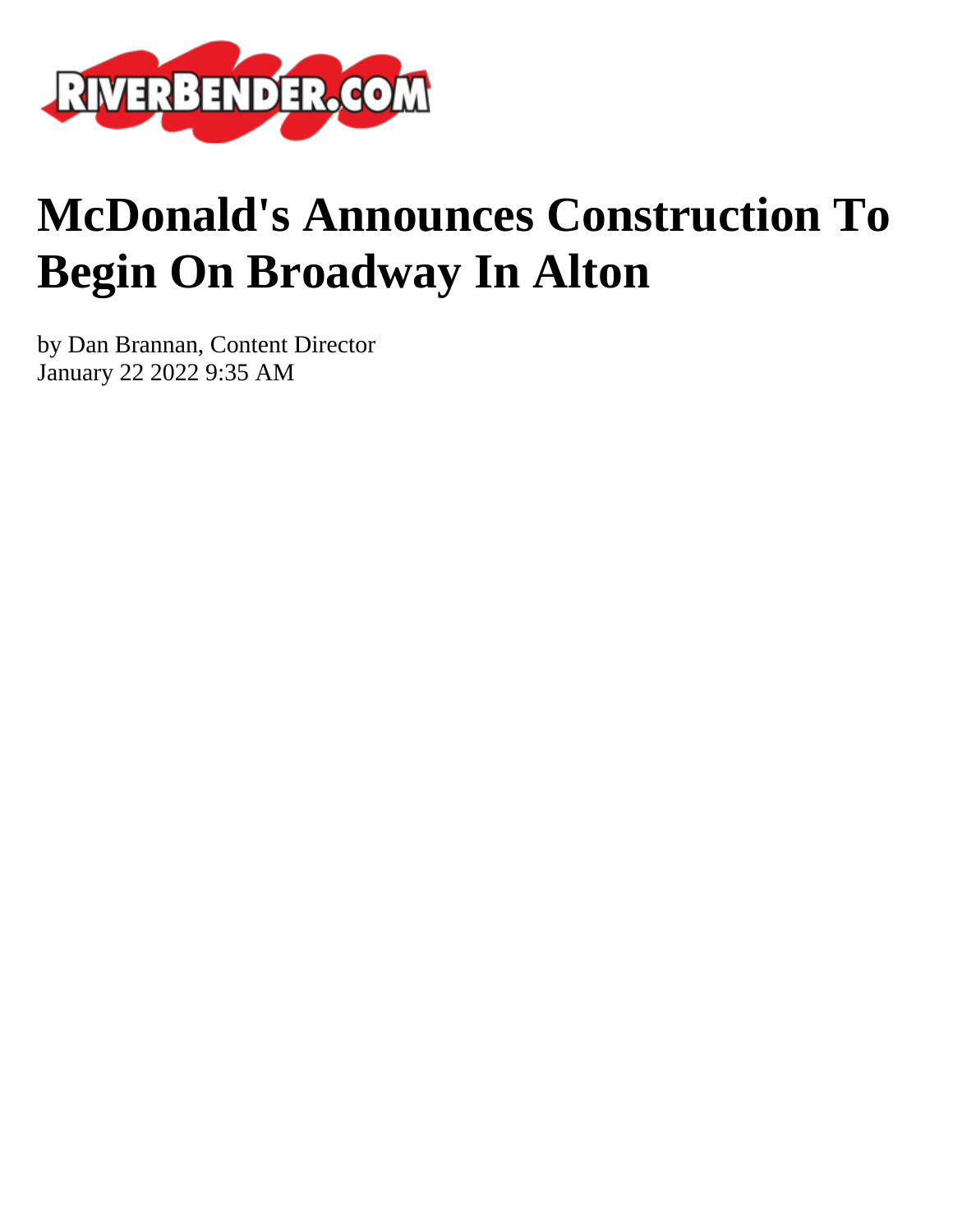# McDonald's Announces Construction To Begin On Broadway In Alton

by Dan Brannan, Content Director
January 22 2022 9:35 AM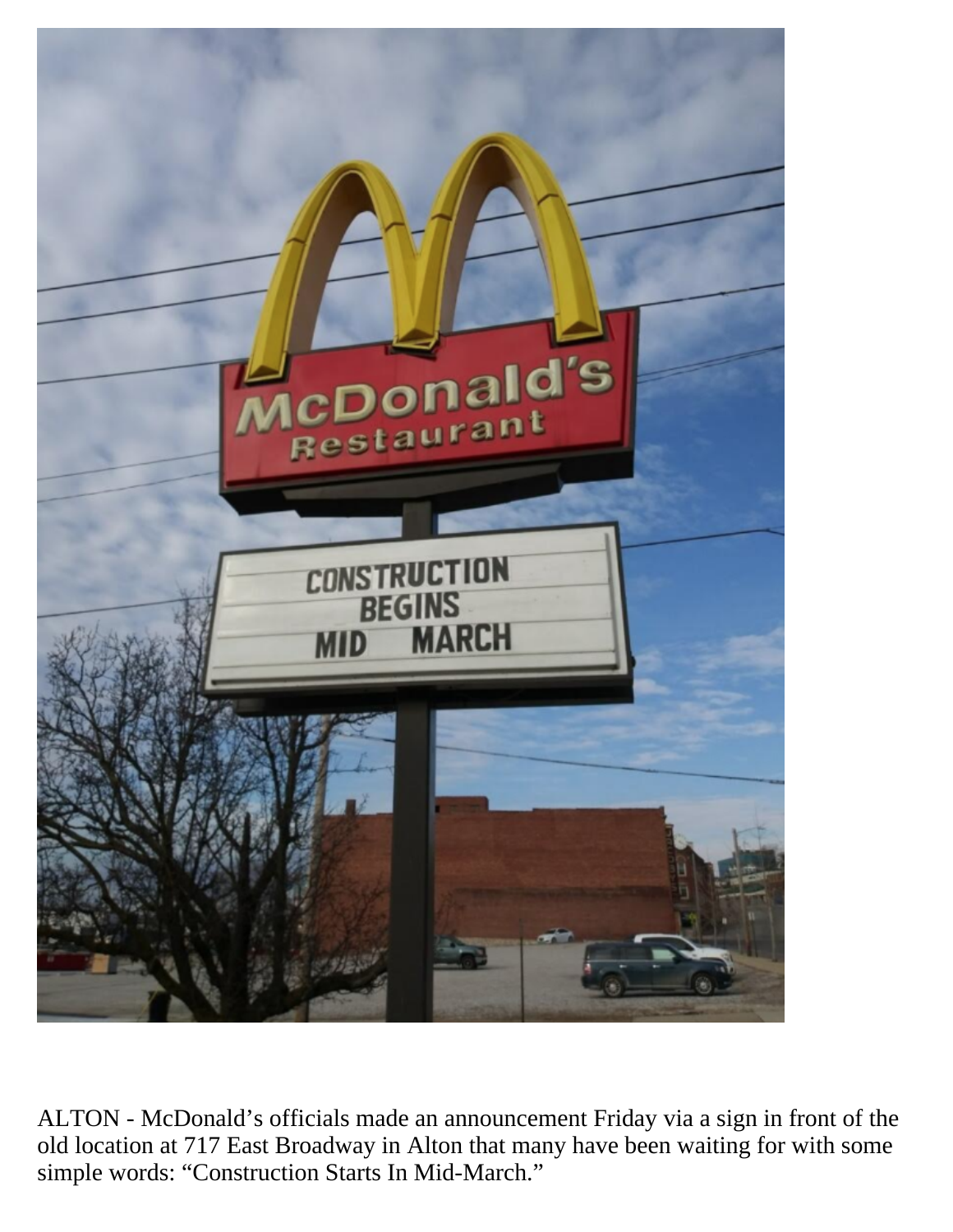ALTON - McDonald's officials made an announcement Friday via a sign in front of the old location at 717 East Broadway in Alton that many have been waiting for with some simple words: "Construction Starts In Mid-March."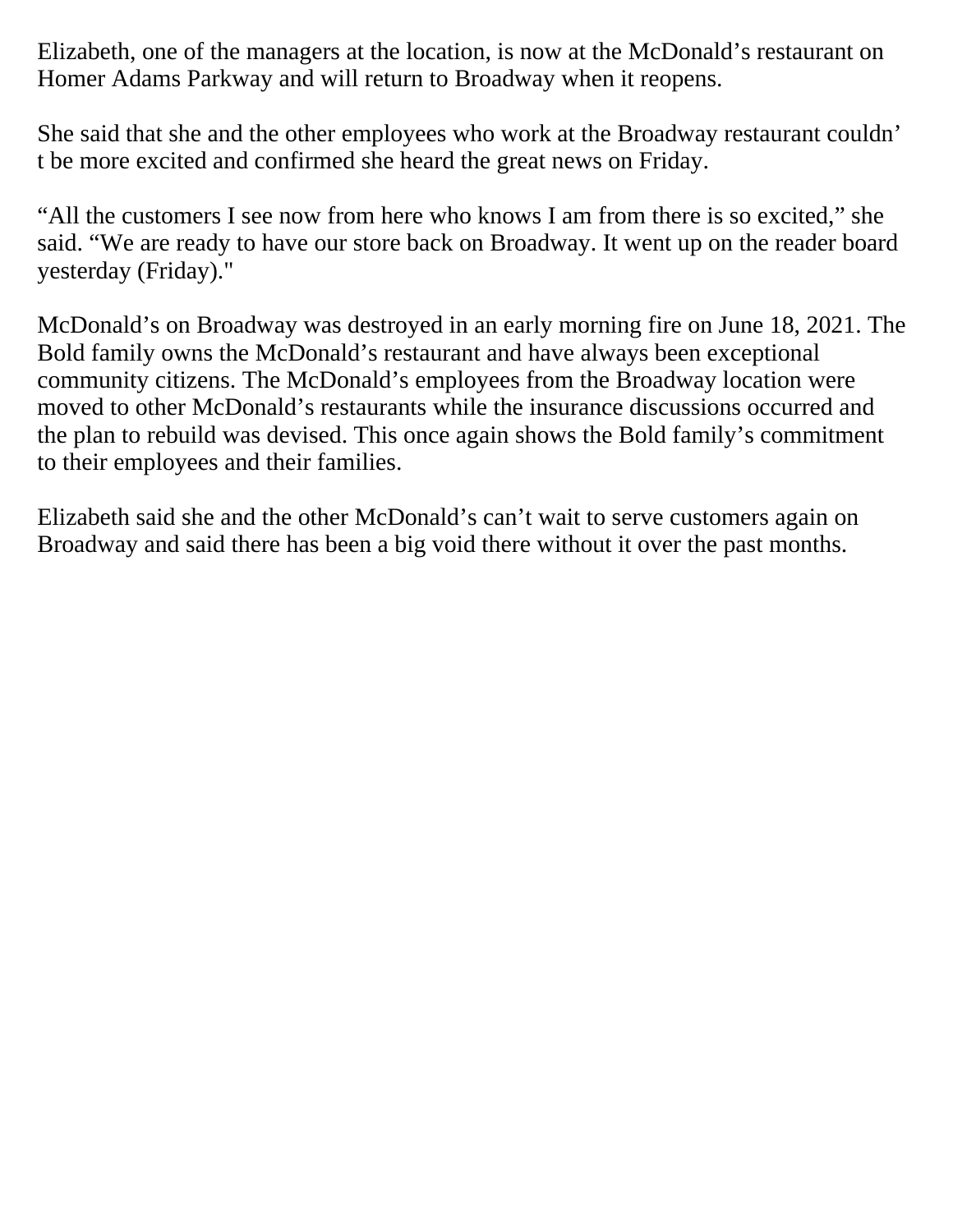Elizabeth, one of the managers at the location, is now at the McDonald’s restaurant on Homer Adams Parkway and will return to Broadway when it reopens.

She said that she and the other employees who work at the Broadway restaurant couldn’t be more excited and confirmed she heard the great news on Friday.

“All the customers I see now from here who knows I am from there is so excited,” she said. “We are ready to have our store back on Broadway. It went up on the reader board yesterday (Friday)."

McDonald’s on Broadway was destroyed in an early morning fire on June 18, 2021. The Bold family owns the McDonald’s restaurant and have always been exceptional community citizens. The McDonald’s employees from the Broadway location were moved to other McDonald’s restaurants while the insurance discussions occurred and the plan to rebuild was devised. This once again shows the Bold family’s commitment to their employees and their families.

Elizabeth said she and the other McDonald’s can’t wait to serve customers again on Broadway and said there has been a big void there without it over the past months.